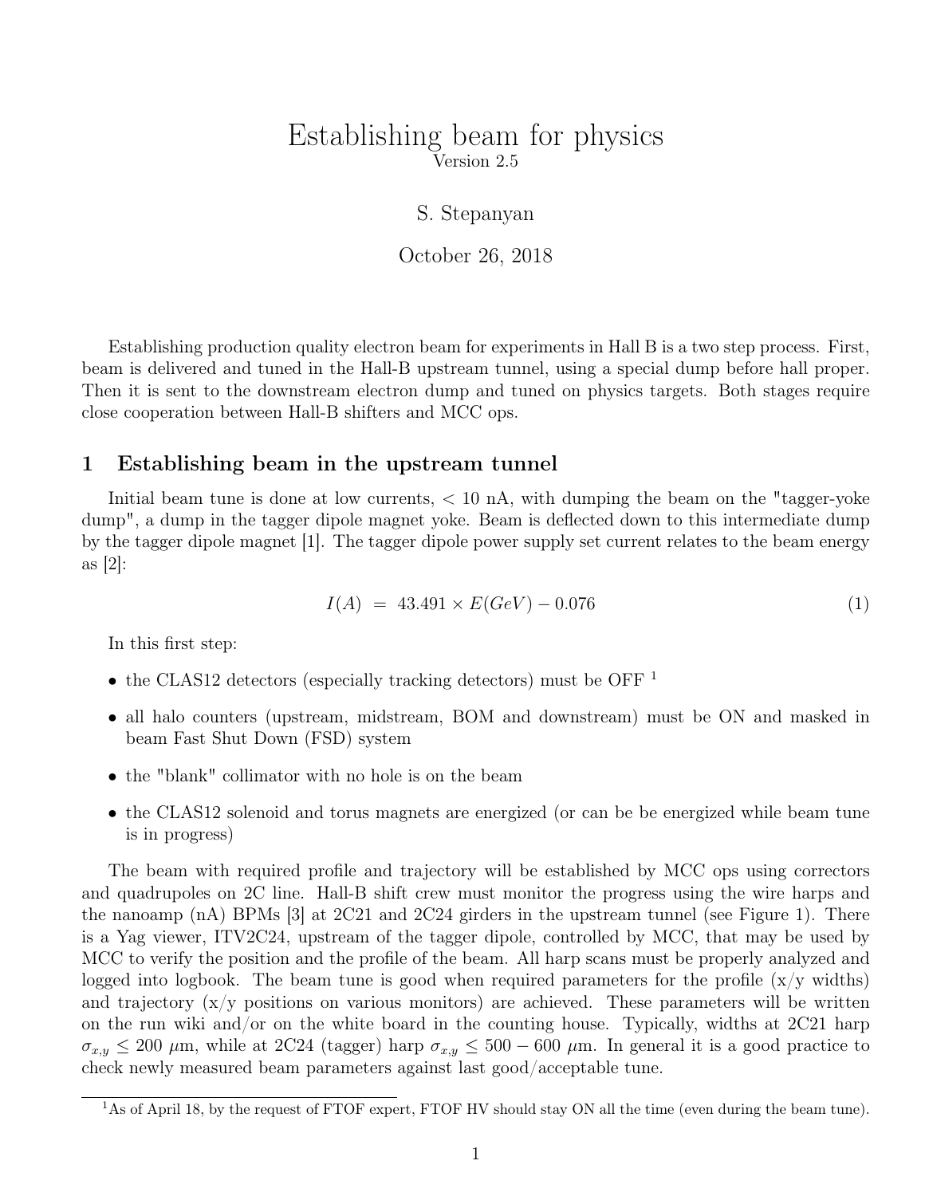# Establishing beam for physics

Version 2.5

S. Stepanyan

October 26, 2018

Establishing production quality electron beam for experiments in Hall B is a two step process. First, beam is delivered and tuned in the Hall-B upstream tunnel, using a special dump before hall proper. Then it is sent to the downstream electron dump and tuned on physics targets. Both stages require close cooperation between Hall-B shifters and MCC ops.

## 1 Establishing beam in the upstream tunnel

Initial beam tune is done at low currents, $< 10$ nA, with dumping the beam on the "tagger-yoke dump", a dump in the tagger dipole magnet yoke. Beam is deflected down to this intermediate dump by the tagger dipole magnet [1]. The tagger dipole power supply set current relates to the beam energy as [2]:

$$I(A) \; = \; 43.491 \times E(GeV) - 0.076 \tag{1}$$

In this first step:

- the CLAS12 detectors (especially tracking detectors) must be OFF [1]
- all halo counters (upstream, midstream, BOM and downstream) must be ON and masked in beam Fast Shut Down (FSD) system
- the "blank" collimator with no hole is on the beam
- the CLAS12 solenoid and torus magnets are energized (or can be be energized while beam tune is in progress)

The beam with required profile and trajectory will be established by MCC ops using correctors and quadrupoles on 2C line. Hall-B shift crew must monitor the progress using the wire harps and the nanoamp (nA) BPMs [3] at 2C21 and 2C24 girders in the upstream tunnel (see Figure 1). There is a Yag viewer, ITV2C24, upstream of the tagger dipole, controlled by MCC, that may be used by MCC to verify the position and the profile of the beam. All harp scans must be properly analyzed and logged into logbook. The beam tune is good when required parameters for the profile (x/y widths) and trajectory (x/y positions on various monitors) are achieved. These parameters will be written on the run wiki and/or on the white board in the counting house. Typically, widths at 2C21 harp $\sigma_{x,y} \leq 200$ $\mu$m, while at 2C24 (tagger) harp $\sigma_{x,y} \leq 500 - 600$ $\mu$m. In general it is a good practice to check newly measured beam parameters against last good/acceptable tune.

[1] As of April 18, by the request of FTOF expert, FTOF HV should stay ON all the time (even during the beam tune).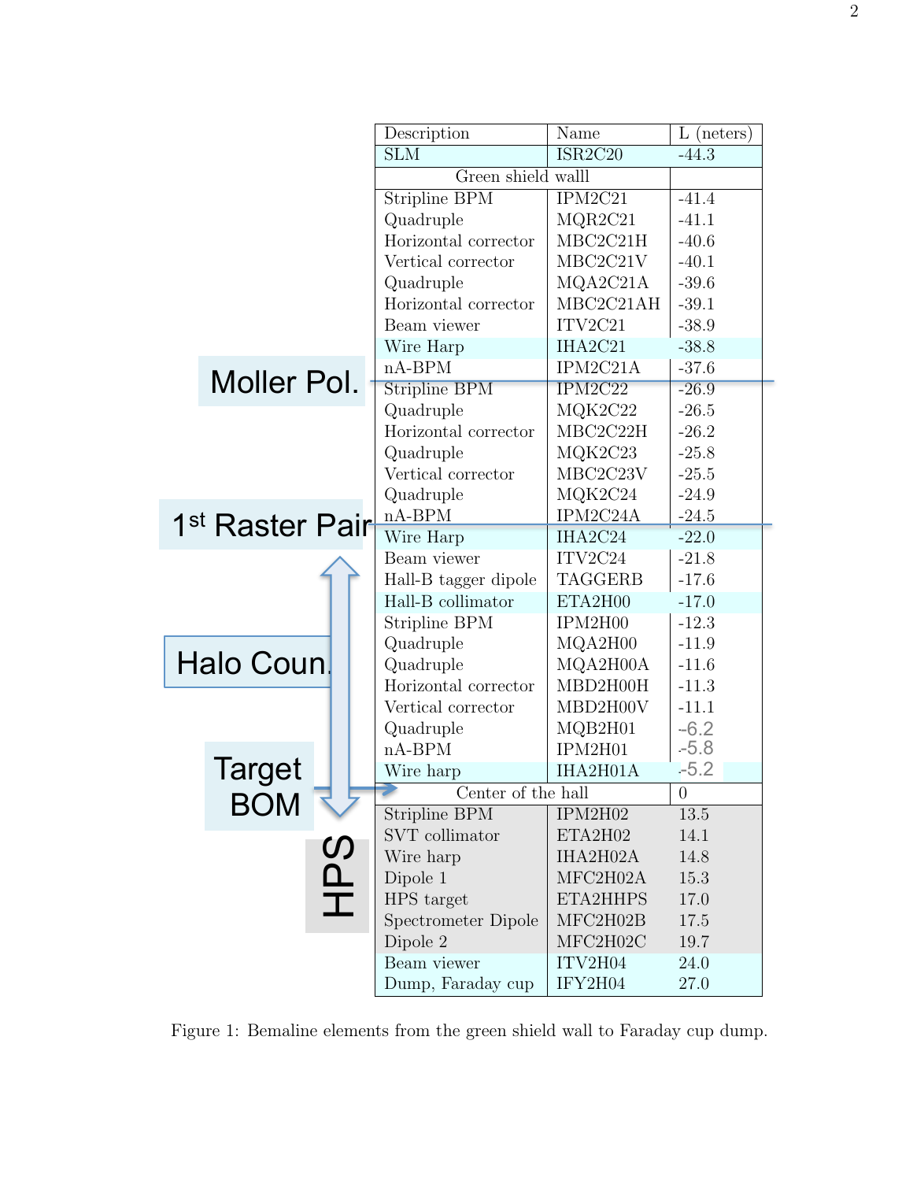| Description | Name | L (neters) |
|---|---|---|
| SLM | ISR2C20 | -44.3 |
| Green shield walll | | |
| Stripline BPM | IPM2C21 | -41.4 |
| Quadruple | MQR2C21 | -41.1 |
| Horizontal corrector | MBC2C21H | -40.6 |
| Vertical corrector | MBC2C21V | -40.1 |
| Quadruple | MQA2C21A | -39.6 |
| Horizontal corrector | MBC2C21AH | -39.1 |
| Beam viewer | ITV2C21 | -38.9 |
| Wire Harp | IHA2C21 | -38.8 |
| nA-BPM | IPM2C21A | -37.6 |
| Stripline BPM | IPM2C22 | -26.9 |
| Quadruple | MQK2C22 | -26.5 |
| Horizontal corrector | MBC2C22H | -26.2 |
| Quadruple | MQK2C23 | -25.8 |
| Vertical corrector | MBC2C23V | -25.5 |
| Quadruple | MQK2C24 | -24.9 |
| nA-BPM | IPM2C24A | -24.5 |
| Wire Harp | IHA2C24 | -22.0 |
| Beam viewer | ITV2C24 | -21.8 |
| Hall-B tagger dipole | TAGGERB | -17.6 |
| Hall-B collimator | ETA2H00 | -17.0 |
| Stripline BPM | IPM2H00 | -12.3 |
| Quadruple | MQA2H00 | -11.9 |
| Quadruple | MQA2H00A | -11.6 |
| Horizontal corrector | MBD2H00H | -11.3 |
| Vertical corrector | MBD2H00V | -11.1 |
| Quadruple | MQB2H01 | -6.2 |
| nA-BPM | IPM2H01 | -5.8 |
| Wire harp | IHA2H01A | -5.2 |
| Center of the hall | | 0 |
| Stripline BPM | IPM2H02 | 13.5 |
| SVT collimator | ETA2H02 | 14.1 |
| Wire harp | IHA2H02A | 14.8 |
| Dipole 1 | MFC2H02A | 15.3 |
| HPS target | ETA2HHPS | 17.0 |
| Spectrometer Dipole | MFC2H02B | 17.5 |
| Dipole 2 | MFC2H02C | 19.7 |
| Beam viewer | ITV2H04 | 24.0 |
| Dump, Faraday cup | IFY2H04 | 27.0 |

Moller Pol.

1st Raster Pair

Halo Coun.

Target BOM

HPS

Figure 1: Bemaline elements from the green shield wall to Faraday cup dump.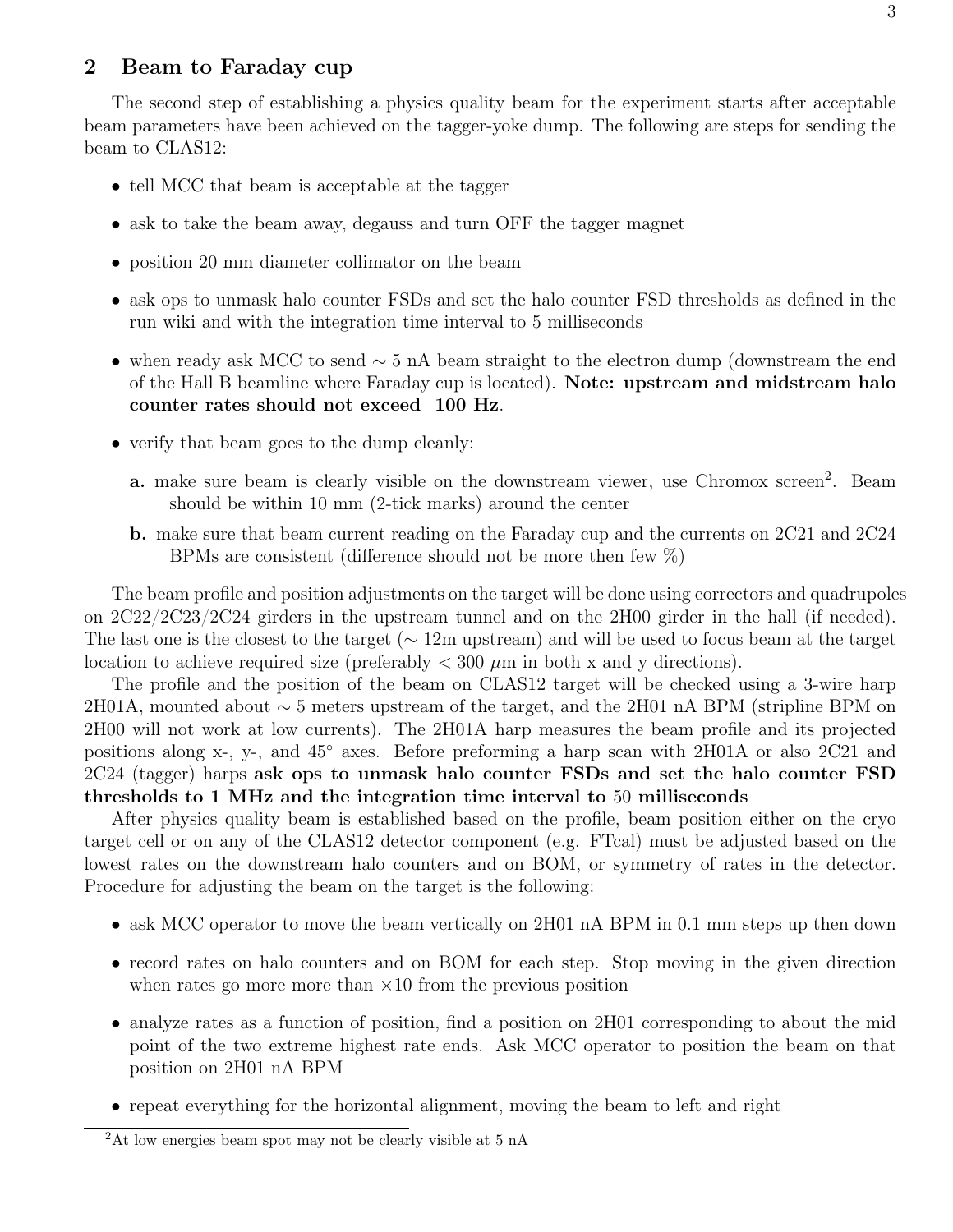## 2 Beam to Faraday cup

The second step of establishing a physics quality beam for the experiment starts after acceptable beam parameters have been achieved on the tagger-yoke dump. The following are steps for sending the beam to CLAS12:

- tell MCC that beam is acceptable at the tagger
- ask to take the beam away, degauss and turn OFF the tagger magnet
- position 20 mm diameter collimator on the beam
- ask ops to unmask halo counter FSDs and set the halo counter FSD thresholds as defined in the run wiki and with the integration time interval to 5 milliseconds
- when ready ask MCC to send $\sim 5$ nA beam straight to the electron dump (downstream the end of the Hall B beamline where Faraday cup is located). **Note: upstream and midstream halo counter rates should not exceed 100 Hz**.
- verify that beam goes to the dump cleanly:

  **a.** make sure beam is clearly visible on the downstream viewer, use Chromox screen[2]. Beam should be within 10 mm (2-tick marks) around the center

  **b.** make sure that beam current reading on the Faraday cup and the currents on 2C21 and 2C24 BPMs are consistent (difference should not be more then few %)

The beam profile and position adjustments on the target will be done using correctors and quadrupoles on 2C22/2C23/2C24 girders in the upstream tunnel and on the 2H00 girder in the hall (if needed). The last one is the closest to the target ($\sim$ 12m upstream) and will be used to focus beam at the target location to achieve required size (preferably $< 300\ \mu$m in both x and y directions).

The profile and the position of the beam on CLAS12 target will be checked using a 3-wire harp 2H01A, mounted about $\sim$ 5 meters upstream of the target, and the 2H01 nA BPM (stripline BPM on 2H00 will not work at low currents). The 2H01A harp measures the beam profile and its projected positions along x-, y-, and 45° axes. Before preforming a harp scan with 2H01A or also 2C21 and 2C24 (tagger) harps **ask ops to unmask halo counter FSDs and set the halo counter FSD thresholds to 1 MHz and the integration time interval to 50 milliseconds**

After physics quality beam is established based on the profile, beam position either on the cryo target cell or on any of the CLAS12 detector component (e.g. FTcal) must be adjusted based on the lowest rates on the downstream halo counters and on BOM, or symmetry of rates in the detector. Procedure for adjusting the beam on the target is the following:

- ask MCC operator to move the beam vertically on 2H01 nA BPM in 0.1 mm steps up then down
- record rates on halo counters and on BOM for each step. Stop moving in the given direction when rates go more more than $\times 10$ from the previous position
- analyze rates as a function of position, find a position on 2H01 corresponding to about the mid point of the two extreme highest rate ends. Ask MCC operator to position the beam on that position on 2H01 nA BPM
- repeat everything for the horizontal alignment, moving the beam to left and right

[2] At low energies beam spot may not be clearly visible at 5 nA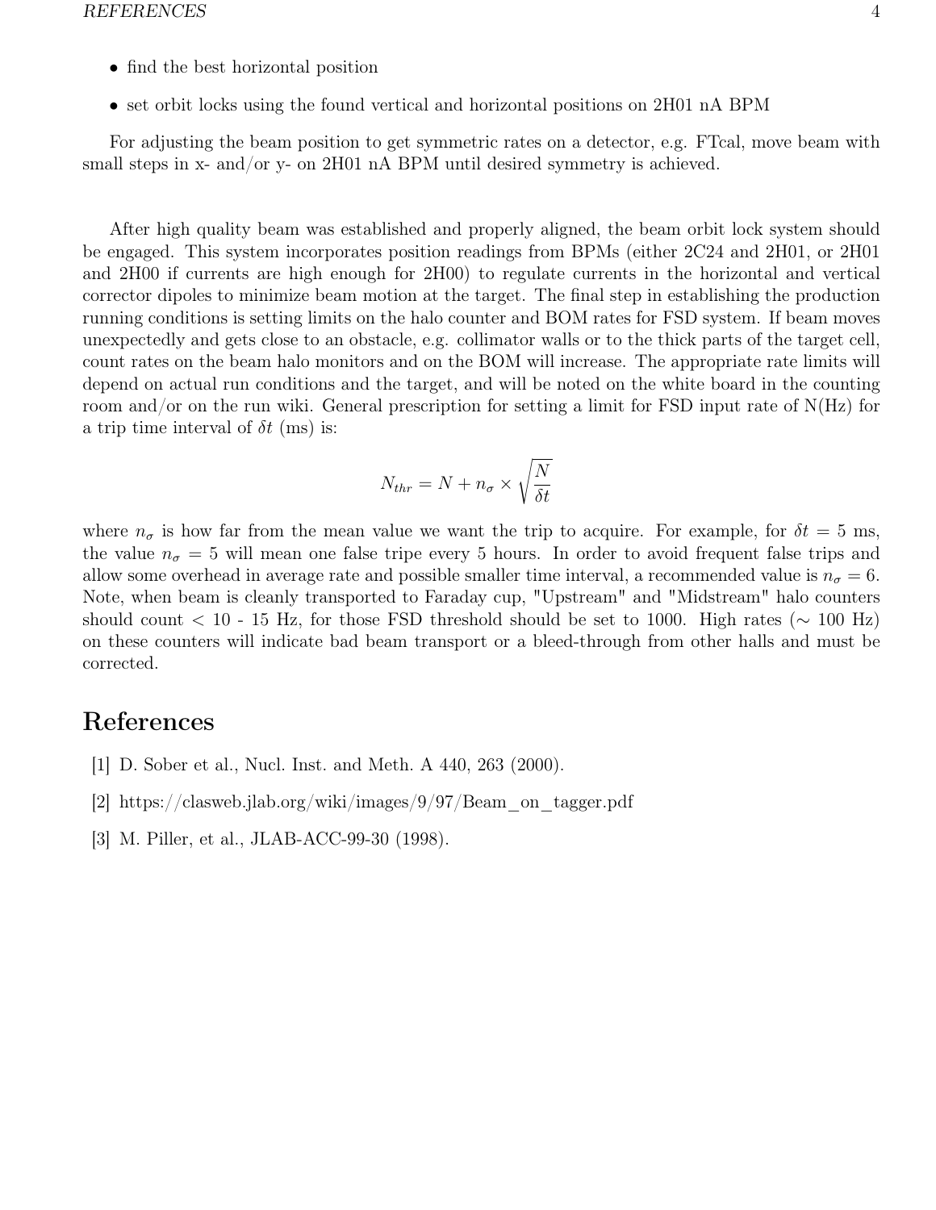- find the best horizontal position
- set orbit locks using the found vertical and horizontal positions on 2H01 nA BPM

For adjusting the beam position to get symmetric rates on a detector, e.g. FTcal, move beam with small steps in x- and/or y- on 2H01 nA BPM until desired symmetry is achieved.

After high quality beam was established and properly aligned, the beam orbit lock system should be engaged. This system incorporates position readings from BPMs (either 2C24 and 2H01, or 2H01 and 2H00 if currents are high enough for 2H00) to regulate currents in the horizontal and vertical corrector dipoles to minimize beam motion at the target. The final step in establishing the production running conditions is setting limits on the halo counter and BOM rates for FSD system. If beam moves unexpectedly and gets close to an obstacle, e.g. collimator walls or to the thick parts of the target cell, count rates on the beam halo monitors and on the BOM will increase. The appropriate rate limits will depend on actual run conditions and the target, and will be noted on the white board in the counting room and/or on the run wiki. General prescription for setting a limit for FSD input rate of N(Hz) for a trip time interval of $\delta t$ (ms) is:

$$N_{thr} = N + n_{\sigma} \times \sqrt{\frac{N}{\delta t}}$$

where $n_{\sigma}$ is how far from the mean value we want the trip to acquire. For example, for $\delta t = 5$ ms, the value $n_{\sigma} = 5$ will mean one false tripe every 5 hours. In order to avoid frequent false trips and allow some overhead in average rate and possible smaller time interval, a recommended value is $n_{\sigma} = 6$. Note, when beam is cleanly transported to Faraday cup, "Upstream" and "Midstream" halo counters should count $<$ 10 - 15 Hz, for those FSD threshold should be set to 1000. High rates ($\sim$ 100 Hz) on these counters will indicate bad beam transport or a bleed-through from other halls and must be corrected.

## References

[1] D. Sober et al., Nucl. Inst. and Meth. A 440, 263 (2000).

[2] https://clasweb.jlab.org/wiki/images/9/97/Beam_on_tagger.pdf

[3] M. Piller, et al., JLAB-ACC-99-30 (1998).